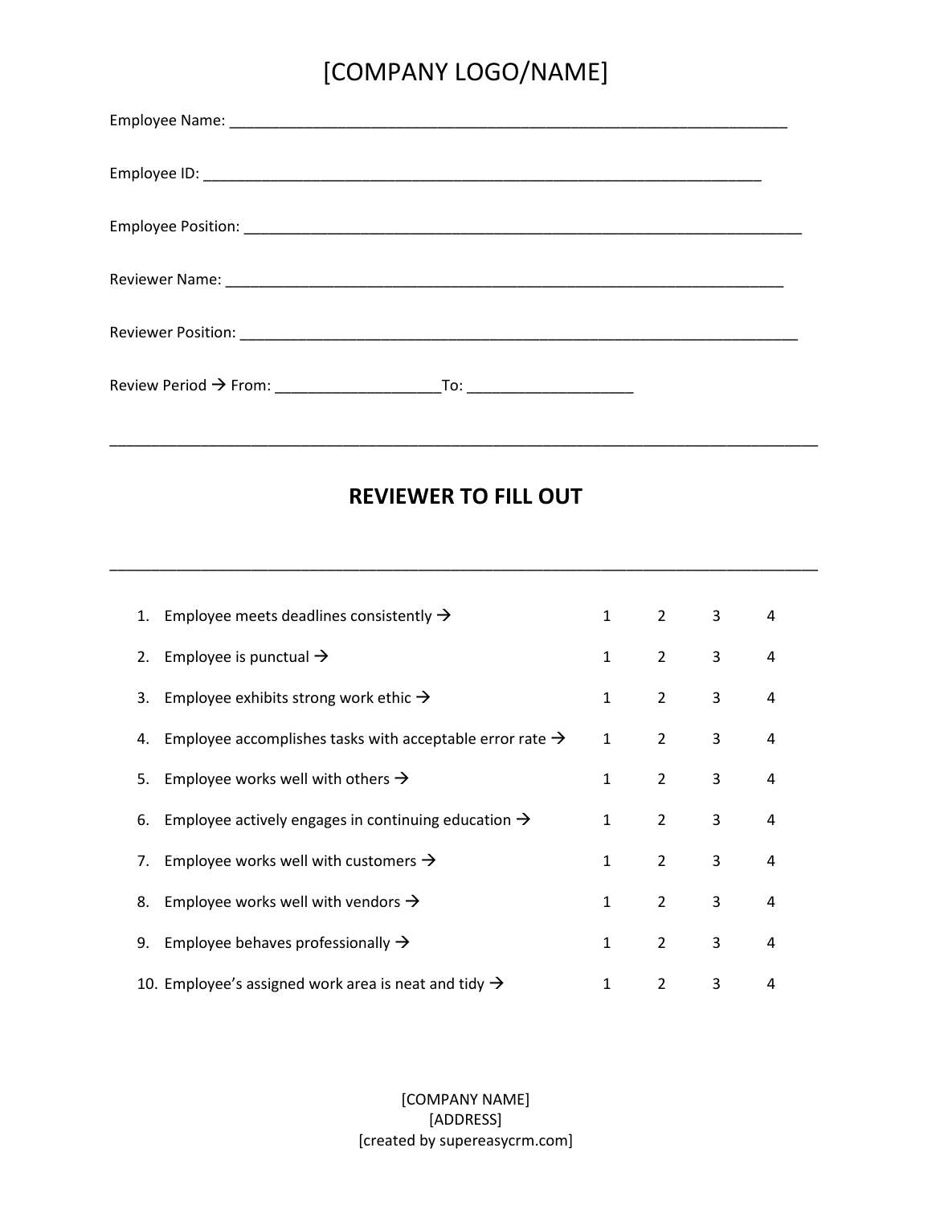# [COMPANY LOGO/NAME]

Employee Name: ______________________________________________________________________

Employee ID: ______________________________________________________________________

Employee Position: ______________________________________________________________________

Reviewer Name: ______________________________________________________________________

Reviewer Position: ______________________________________________________________________

Review Period → From: ____________________To: ____________________

---

## REVIEWER TO FILL OUT

---

| | | | | | |
|---|---|---|---|---|---|
| 1. | Employee meets deadlines consistently → | 1 | 2 | 3 | 4 |
| 2. | Employee is punctual → | 1 | 2 | 3 | 4 |
| 3. | Employee exhibits strong work ethic → | 1 | 2 | 3 | 4 |
| 4. | Employee accomplishes tasks with acceptable error rate → | 1 | 2 | 3 | 4 |
| 5. | Employee works well with others → | 1 | 2 | 3 | 4 |
| 6. | Employee actively engages in continuing education → | 1 | 2 | 3 | 4 |
| 7. | Employee works well with customers → | 1 | 2 | 3 | 4 |
| 8. | Employee works well with vendors → | 1 | 2 | 3 | 4 |
| 9. | Employee behaves professionally → | 1 | 2 | 3 | 4 |
| 10. | Employee's assigned work area is neat and tidy → | 1 | 2 | 3 | 4 |

[COMPANY NAME]
[ADDRESS]
[created by supereasycrm.com]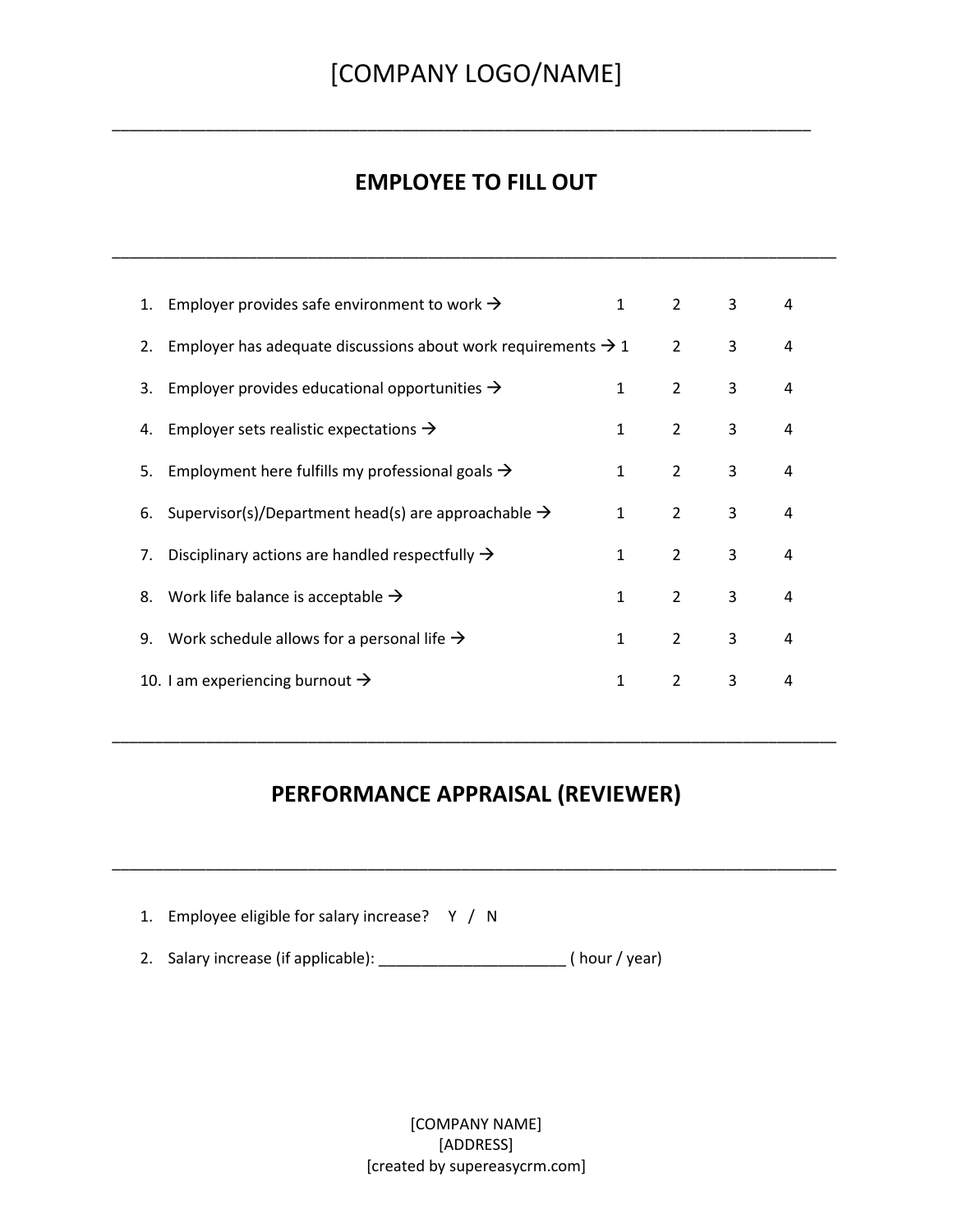# [COMPANY LOGO/NAME]

---

## EMPLOYEE TO FILL OUT

---

| | | | | |
|---|---|---|---|---|
| 1. Employer provides safe environment to work → | 1 | 2 | 3 | 4 |
| 2. Employer has adequate discussions about work requirements → | 1 | 2 | 3 | 4 |
| 3. Employer provides educational opportunities → | 1 | 2 | 3 | 4 |
| 4. Employer sets realistic expectations → | 1 | 2 | 3 | 4 |
| 5. Employment here fulfills my professional goals → | 1 | 2 | 3 | 4 |
| 6. Supervisor(s)/Department head(s) are approachable → | 1 | 2 | 3 | 4 |
| 7. Disciplinary actions are handled respectfully → | 1 | 2 | 3 | 4 |
| 8. Work life balance is acceptable → | 1 | 2 | 3 | 4 |
| 9. Work schedule allows for a personal life → | 1 | 2 | 3 | 4 |
| 10. I am experiencing burnout → | 1 | 2 | 3 | 4 |

---

## PERFORMANCE APPRAISAL (REVIEWER)

---

1. Employee eligible for salary increase? Y / N
2. Salary increase (if applicable): ______________________ ( hour / year)

[COMPANY NAME]
[ADDRESS]
[created by supereasycrm.com]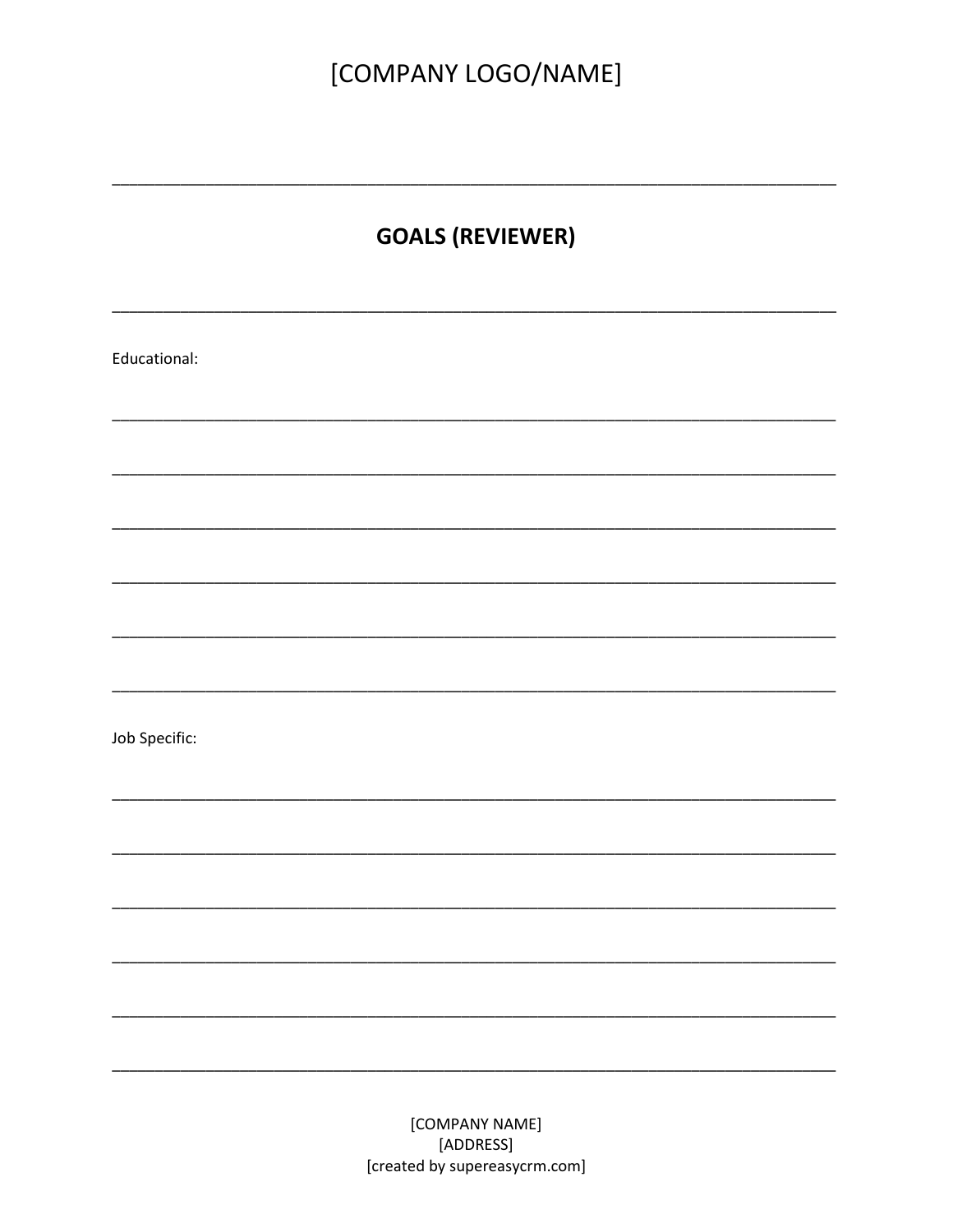[COMPANY LOGO/NAME]

---

## GOALS (REVIEWER)

---

Educational:

______________________________________________________________________________

______________________________________________________________________________

______________________________________________________________________________

______________________________________________________________________________

______________________________________________________________________________

______________________________________________________________________________

Job Specific:

______________________________________________________________________________

______________________________________________________________________________

______________________________________________________________________________

______________________________________________________________________________

______________________________________________________________________________

______________________________________________________________________________

[COMPANY NAME]
[ADDRESS]
[created by supereasycrm.com]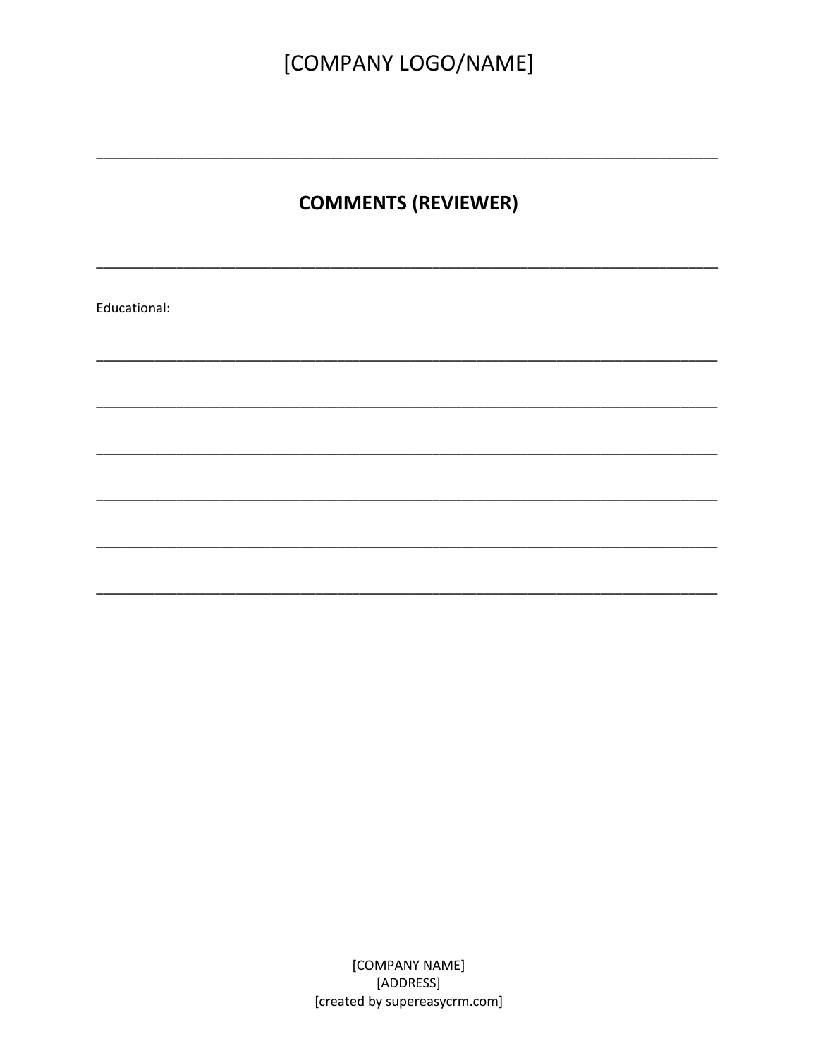[COMPANY LOGO/NAME]

---

## COMMENTS (REVIEWER)

---

Educational:

______________________________________________________________________________

______________________________________________________________________________

______________________________________________________________________________

______________________________________________________________________________

______________________________________________________________________________

______________________________________________________________________________

[COMPANY NAME]
[ADDRESS]
[created by supereasycrm.com]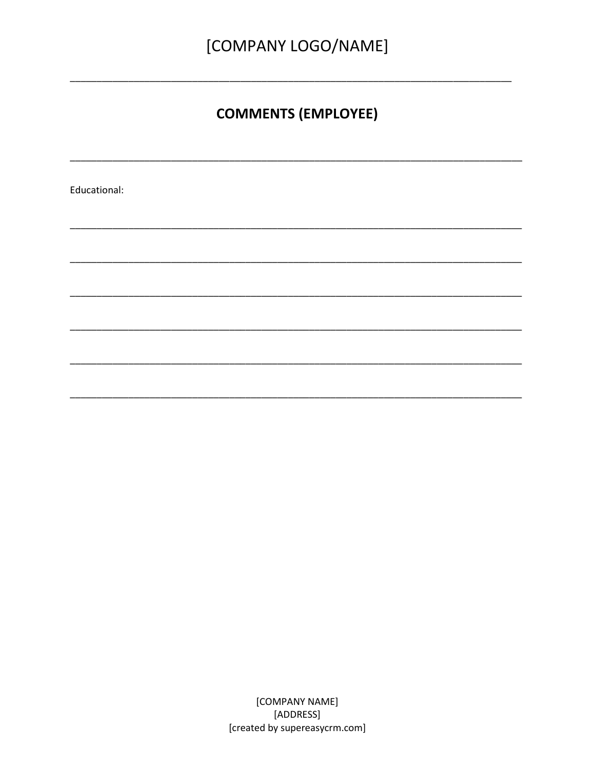[COMPANY LOGO/NAME]

---

## COMMENTS (EMPLOYEE)

---

Educational:

___________________________________________________________________________

___________________________________________________________________________

___________________________________________________________________________

___________________________________________________________________________

___________________________________________________________________________

___________________________________________________________________________

[COMPANY NAME]
[ADDRESS]
[created by supereasycrm.com]